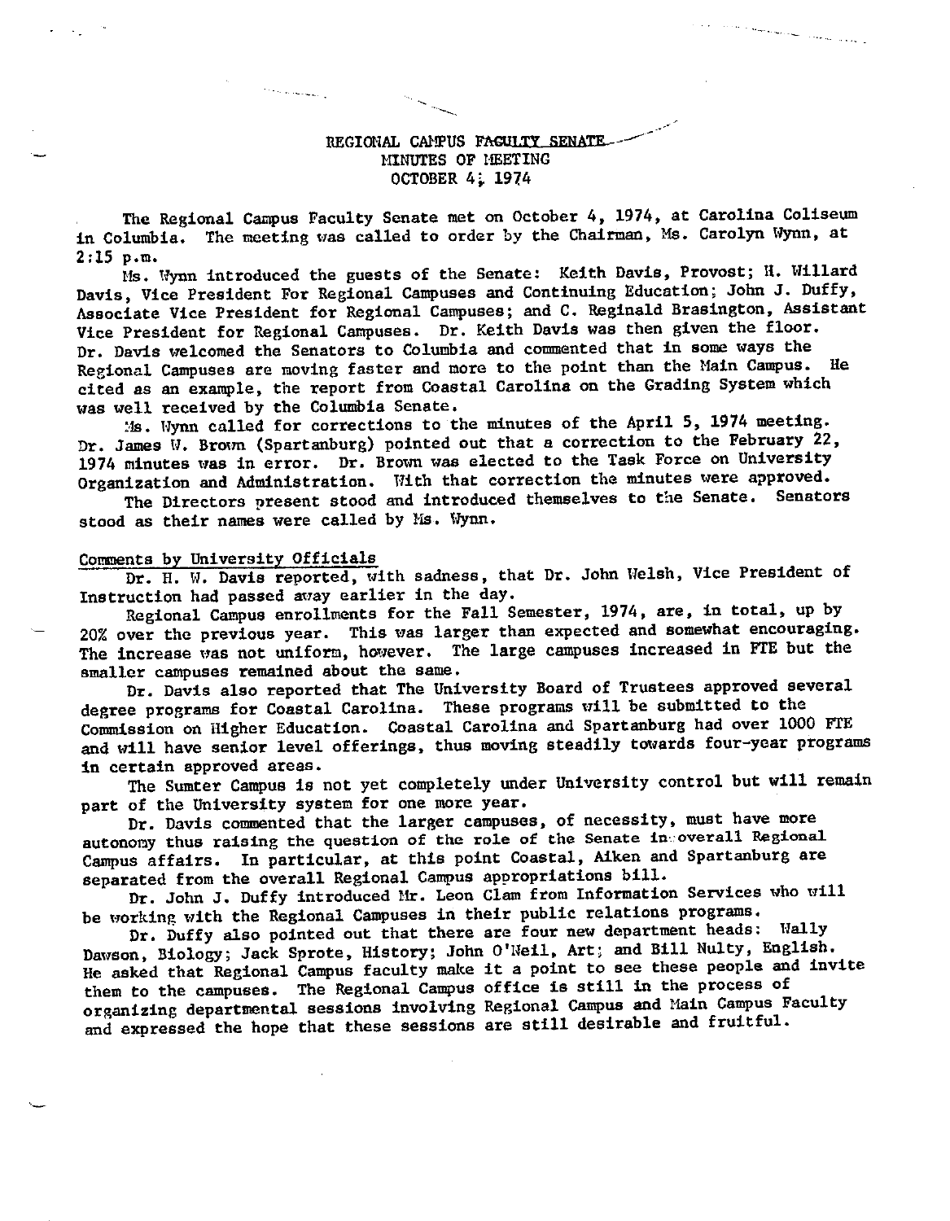# REGIONAL CAMPUS FACULTY SENATE
## MINUTES OF MEETING
## OCTOBER 4, 1974

The Regional Campus Faculty Senate met on October 4, 1974, at Carolina Coliseum in Columbia. The meeting was called to order by the Chairman, Ms. Carolyn Wynn, at 2:15 p.m.

Ms. Wynn introduced the guests of the Senate: Keith Davis, Provost; H. Willard Davis, Vice President For Regional Campuses and Continuing Education; John J. Duffy, Associate Vice President for Regional Campuses; and C. Reginald Brasington, Assistant Vice President for Regional Campuses. Dr. Keith Davis was then given the floor. Dr. Davis welcomed the Senators to Columbia and commented that in some ways the Regional Campuses are moving faster and more to the point than the Main Campus. He cited as an example, the report from Coastal Carolina on the Grading System which was well received by the Columbia Senate.

Ms. Wynn called for corrections to the minutes of the April 5, 1974 meeting. Dr. James W. Brown (Spartanburg) pointed out that a correction to the February 22, 1974 minutes was in error. Dr. Brown was elected to the Task Force on University Organization and Administration. With that correction the minutes were approved.

The Directors present stood and introduced themselves to the Senate. Senators stood as their names were called by Ms. Wynn.

## Comments by University Officials

Dr. H. W. Davis reported, with sadness, that Dr. John Welsh, Vice President of Instruction had passed away earlier in the day.

Regional Campus enrollments for the Fall Semester, 1974, are, in total, up by 20% over the previous year. This was larger than expected and somewhat encouraging. The increase was not uniform, however. The large campuses increased in FTE but the smaller campuses remained about the same.

Dr. Davis also reported that The University Board of Trustees approved several degree programs for Coastal Carolina. These programs will be submitted to the Commission on Higher Education. Coastal Carolina and Spartanburg had over 1000 FTE and will have senior level offerings, thus moving steadily towards four-year programs in certain approved areas.

The Sumter Campus is not yet completely under University control but will remain part of the University system for one more year.

Dr. Davis commented that the larger campuses, of necessity, must have more autonomy thus raising the question of the role of the Senate in overall Regional Campus affairs. In particular, at this point Coastal, Aiken and Spartanburg are separated from the overall Regional Campus appropriations bill.

Dr. John J. Duffy introduced Mr. Leon Clam from Information Services who will be working with the Regional Campuses in their public relations programs.

Dr. Duffy also pointed out that there are four new department heads: Wally Dawson, Biology; Jack Sprote, History; John O'Neil, Art; and Bill Nulty, English. He asked that Regional Campus faculty make it a point to see these people and invite them to the campuses. The Regional Campus office is still in the process of organizing departmental sessions involving Regional Campus and Main Campus Faculty and expressed the hope that these sessions are still desirable and fruitful.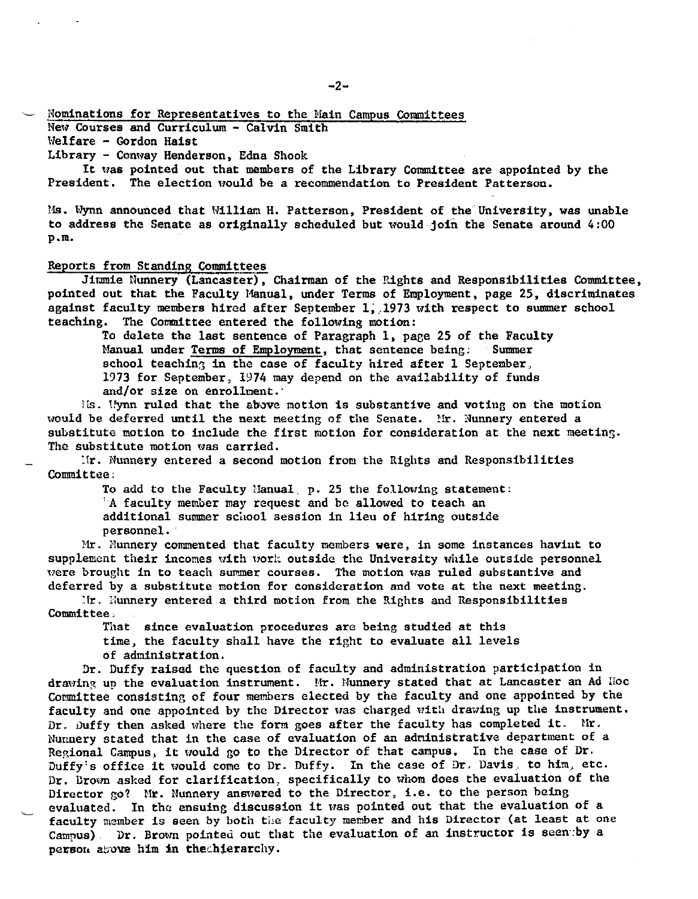Nominations for Representatives to the Main Campus Committees

New Courses and Curriculum - Calvin Smith

Welfare - Gordon Haist

Library - Conway Henderson, Edna Shook

It was pointed out that members of the Library Committee are appointed by the President. The election would be a recommendation to President Patterson.

Ms. Wynn announced that William H. Patterson, President of the University, was unable to address the Senate as originally scheduled but would join the Senate around 4:00 p.m.

Reports from Standing Committees

Jimmie Nunnery (Lancaster), Chairman of the Rights and Responsibilities Committee, pointed out that the Faculty Manual, under Terms of Employment, page 25, discriminates against faculty members hired after September 1, 1973 with respect to summer school teaching. The Committee entered the following motion:

> To delete the last sentence of Paragraph 1, page 25 of the Faculty Manual under Terms of Employment, that sentence being: "Summer school teaching in the case of faculty hired after 1 September, 1973 for September, 1974 may depend on the availability of funds and/or size on enrollment."

Ms. Wynn ruled that the above motion is substantive and voting on the motion would be deferred until the next meeting of the Senate. Mr. Nunnery entered a substitute motion to include the first motion for consideration at the next meeting. The substitute motion was carried.

Mr. Nunnery entered a second motion from the Rights and Responsibilities Committee:

> To add to the Faculty Manual, p. 25 the following statement: "A faculty member may request and be allowed to teach an additional summer school session in lieu of hiring outside personnel."

Mr. Nunnery commented that faculty members were, in some instances haviut to supplement their incomes with work outside the University while outside personnel were brought in to teach summer courses. The motion was ruled substantive and deferred by a substitute motion for consideration and vote at the next meeting.

Mr. Nunnery entered a third motion from the Rights and Responsibilities Committee:

> That since evaluation procedures are being studied at this time, the faculty shall have the right to evaluate all levels of administration.

Dr. Duffy raised the question of faculty and administration participation in drawing up the evaluation instrument. Mr. Nunnery stated that at Lancaster an Ad Hoc Committee consisting of four members elected by the faculty and one appointed by the faculty and one appointed by the Director was charged with drawing up the instrument. Dr. Duffy then asked where the form goes after the faculty has completed it. Mr. Nunnery stated that in the case of evaluation of an administrative department of a Regional Campus, it would go to the Director of that campus. In the case of Dr. Duffy's office it would come to Dr. Duffy. In the case of Dr. Davis, to him, etc. Dr. Brown asked for clarification, specifically to whom does the evaluation of the Director go? Mr. Nunnery answered to the Director, i.e. to the person being evaluated. In the ensuing discussion it was pointed out that the evaluation of a faculty member is seen by both the faculty member and his Director (at least at one Campus). Dr. Brown pointed out that the evaluation of an instructor is seen by a person above him in the hierarchy.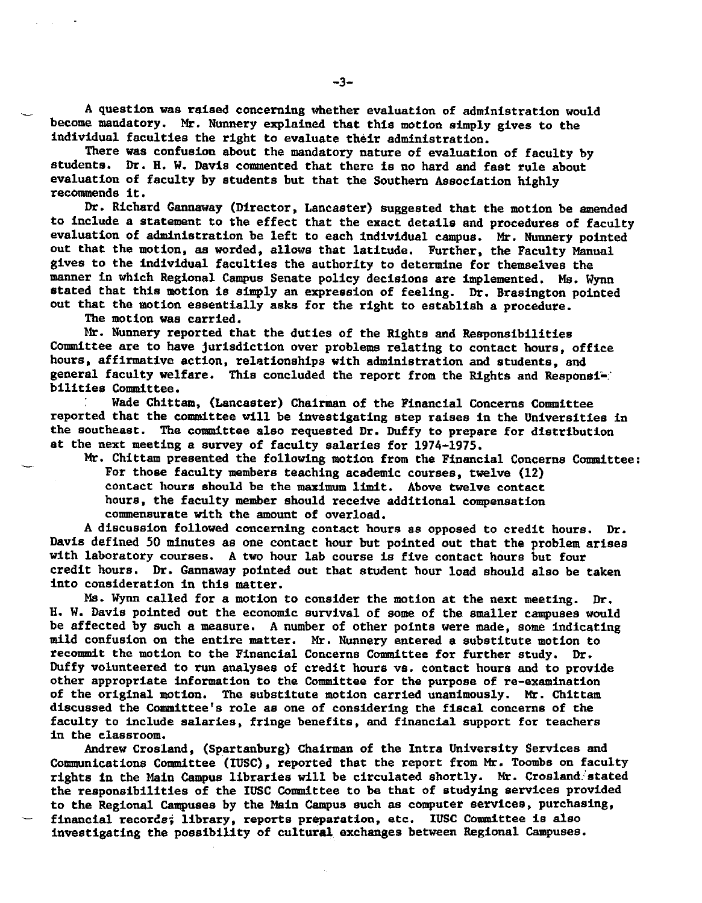A question was raised concerning whether evaluation of administration would become mandatory. Mr. Nunnery explained that this motion simply gives to the individual faculties the right to evaluate their administration.

There was confusion about the mandatory nature of evaluation of faculty by students. Dr. H. W. Davis commented that there is no hard and fast rule about evaluation of faculty by students but that the Southern Association highly recommends it.

Dr. Richard Gannaway (Director, Lancaster) suggested that the motion be amended to include a statement to the effect that the exact details and procedures of faculty evaluation of administration be left to each individual campus. Mr. Nunnery pointed out that the motion, as worded, allows that latitude. Further, the Faculty Manual gives to the individual faculties the authority to determine for themselves the manner in which Regional Campus Senate policy decisions are implemented. Ms. Wynn stated that this motion is simply an expression of feeling. Dr. Brasington pointed out that the motion essentially asks for the right to establish a procedure.

The motion was carried.

Mr. Nunnery reported that the duties of the Rights and Responsibilities Committee are to have jurisdiction over problems relating to contact hours, office hours, affirmative action, relationships with administration and students, and general faculty welfare. This concluded the report from the Rights and Responsibilities Committee.

Wade Chittam, (Lancaster) Chairman of the Financial Concerns Committee reported that the committee will be investigating step raises in the Universities in the southeast. The committee also requested Dr. Duffy to prepare for distribution at the next meeting a survey of faculty salaries for 1974-1975.

Mr. Chittam presented the following motion from the Financial Concerns Committee:

> For those faculty members teaching academic courses, twelve (12) contact hours should be the maximum limit. Above twelve contact hours, the faculty member should receive additional compensation commensurate with the amount of overload.

A discussion followed concerning contact hours as opposed to credit hours. Dr. Davis defined 50 minutes as one contact hour but pointed out that the problem arises with laboratory courses. A two hour lab course is five contact hours but four credit hours. Dr. Gannaway pointed out that student hour load should also be taken into consideration in this matter.

Ms. Wynn called for a motion to consider the motion at the next meeting. Dr. H. W. Davis pointed out the economic survival of some of the smaller campuses would be affected by such a measure. A number of other points were made, some indicating mild confusion on the entire matter. Mr. Nunnery entered a substitute motion to recommit the motion to the Financial Concerns Committee for further study. Dr. Duffy volunteered to run analyses of credit hours vs. contact hours and to provide other appropriate information to the Committee for the purpose of re-examination of the original motion. The substitute motion carried unanimously. Mr. Chittam discussed the Committee's role as one of considering the fiscal concerns of the faculty to include salaries, fringe benefits, and financial support for teachers in the classroom.

Andrew Crosland, (Spartanburg) Chairman of the Intra University Services and Communications Committee (IUSC), reported that the report from Mr. Toombs on faculty rights in the Main Campus libraries will be circulated shortly. Mr. Crosland stated the responsibilities of the IUSC Committee to be that of studying services provided to the Regional Campuses by the Main Campus such as computer services, purchasing, financial records, library, reports preparation, etc. IUSC Committee is also investigating the possibility of cultural exchanges between Regional Campuses.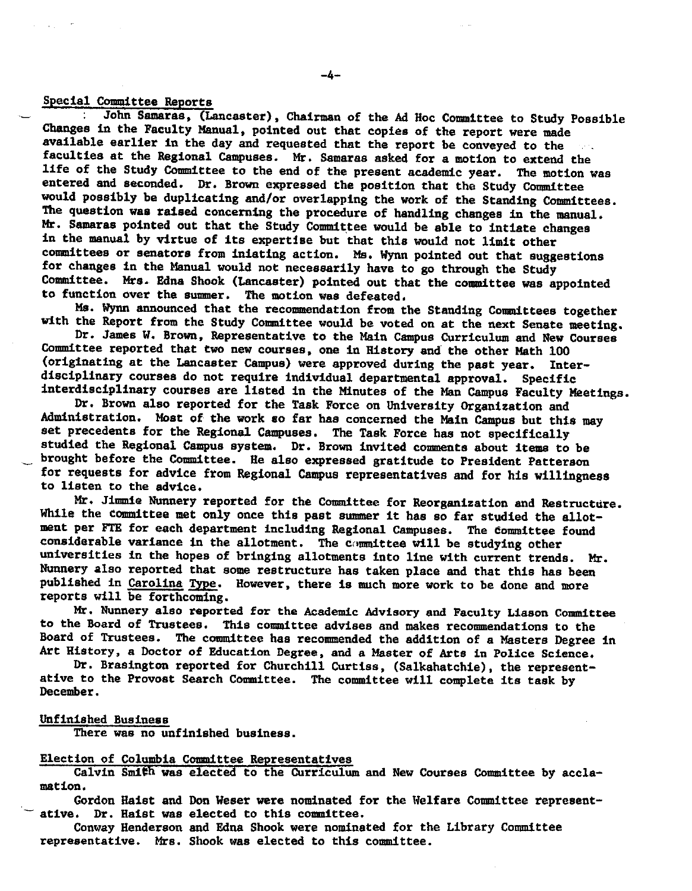## Special Committee Reports

John Samaras, (Lancaster), Chairman of the Ad Hoc Committee to Study Possible Changes in the Faculty Manual, pointed out that copies of the report were made available earlier in the day and requested that the report be conveyed to the faculties at the Regional Campuses. Mr. Samaras asked for a motion to extend the life of the Study Committee to the end of the present academic year. The motion was entered and seconded. Dr. Brown expressed the position that the Study Committee would possibly be duplicating and/or overlapping the work of the Standing Committees. The question was raised concerning the procedure of handling changes in the manual. Mr. Samaras pointed out that the Study Committee would be able to intiate changes in the manual by virtue of its expertise but that this would not limit other committees or senators from iniating action. Ms. Wynn pointed out that suggestions for changes in the Manual would not necessarily have to go through the Study Committee. Mrs. Edna Shook (Lancaster) pointed out that the committee was appointed to function over the summer. The motion was defeated.

Ms. Wynn announced that the recommendation from the Standing Committees together with the Report from the Study Committee would be voted on at the next Senate meeting.

Dr. James W. Brown, Representative to the Main Campus Curriculum and New Courses Committee reported that two new courses, one in History and the other Math 100 (originating at the Lancaster Campus) were approved during the past year. Interdisciplinary courses do not require individual departmental approval. Specific interdisciplinary courses are listed in the Minutes of the Man Campus Faculty Meetings.

Dr. Brown also reported for the Task Force on University Organization and Administration. Most of the work so far has concerned the Main Campus but this may set precedents for the Regional Campuses. The Task Force has not specifically studied the Regional Campus system. Dr. Brown invited comments about items to be brought before the Committee. He also expressed gratitude to President Patterson for requests for advice from Regional Campus representatives and for his willingness to listen to the advice.

Mr. Jimmie Nunnery reported for the Committee for Reorganization and Restructure. While the Committee met only once this past summer it has so far studied the allotment per FTE for each department including Regional Campuses. The Committee found considerable variance in the allotment. The committee will be studying other universities in the hopes of bringing allotments into line with current trends. Mr. Nunnery also reported that some restructure has taken place and that this has been published in Carolina Type. However, there is much more work to be done and more reports will be forthcoming.

Mr. Nunnery also reported for the Academic Advisory and Faculty Liason Committee to the Board of Trustees. This committee advises and makes recommendations to the Board of Trustees. The committee has recommended the addition of a Masters Degree in Art History, a Doctor of Education Degree, and a Master of Arts in Police Science.

Dr. Brasington reported for Churchill Curtiss, (Salkahatchie), the representative to the Provost Search Committee. The committee will complete its task by December.

## Unfinished Business

There was no unfinished business.

## Election of Columbia Committee Representatives

Calvin Smith was elected to the Curriculum and New Courses Committee by acclamation.

Gordon Haist and Don Weser were nominated for the Welfare Committee representative. Dr. Haist was elected to this committee.

Conway Henderson and Edna Shook were nominated for the Library Committee representative. Mrs. Shook was elected to this committee.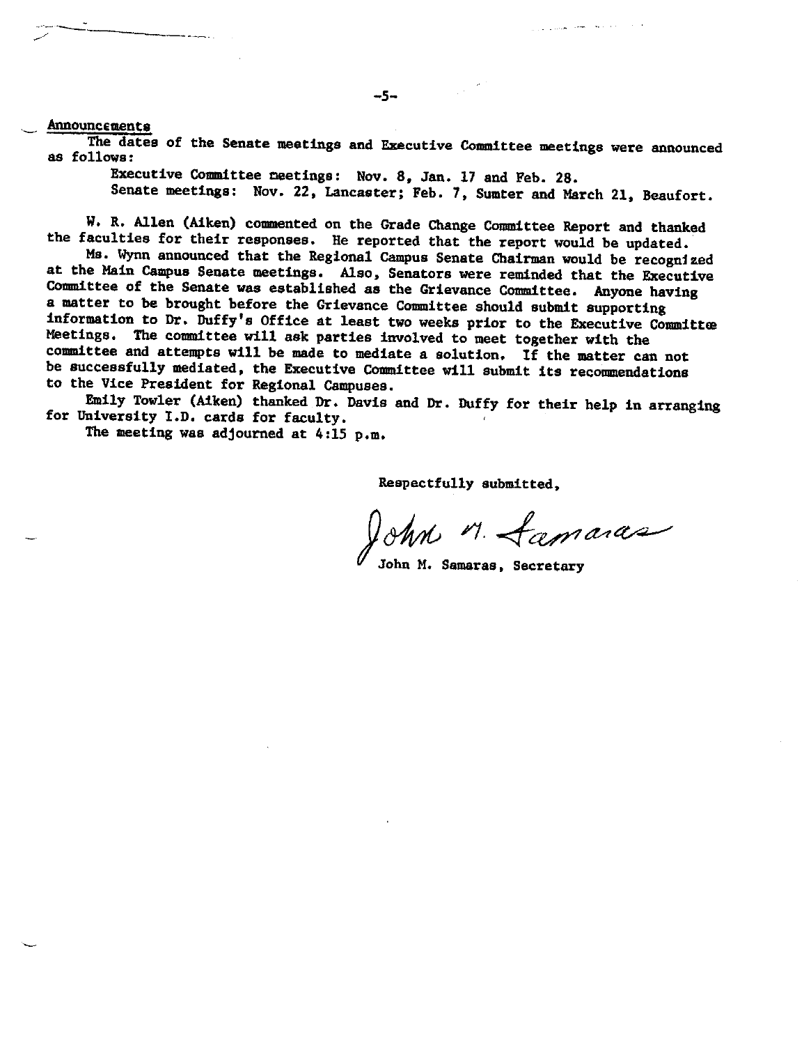## Announcements

The dates of the Senate meetings and Executive Committee meetings were announced as follows:

Executive Committee meetings: Nov. 8, Jan. 17 and Feb. 28.
Senate meetings: Nov. 22, Lancaster; Feb. 7, Sumter and March 21, Beaufort.

W. R. Allen (Aiken) commented on the Grade Change Committee Report and thanked the faculties for their responses. He reported that the report would be updated.

Ms. Wynn announced that the Regional Campus Senate Chairman would be recognized at the Main Campus Senate meetings. Also, Senators were reminded that the Executive Committee of the Senate was established as the Grievance Committee. Anyone having a matter to be brought before the Grievance Committee should submit supporting information to Dr. Duffy's Office at least two weeks prior to the Executive Committee Meetings. The committee will ask parties involved to meet together with the committee and attempts will be made to mediate a solution. If the matter can not be successfully mediated, the Executive Committee will submit its recommendations to the Vice President for Regional Campuses.

Emily Towler (Aiken) thanked Dr. Davis and Dr. Duffy for their help in arranging for University I.D. cards for faculty.

The meeting was adjourned at 4:15 p.m.

Respectfully submitted,

John M. Samaras

John M. Samaras, Secretary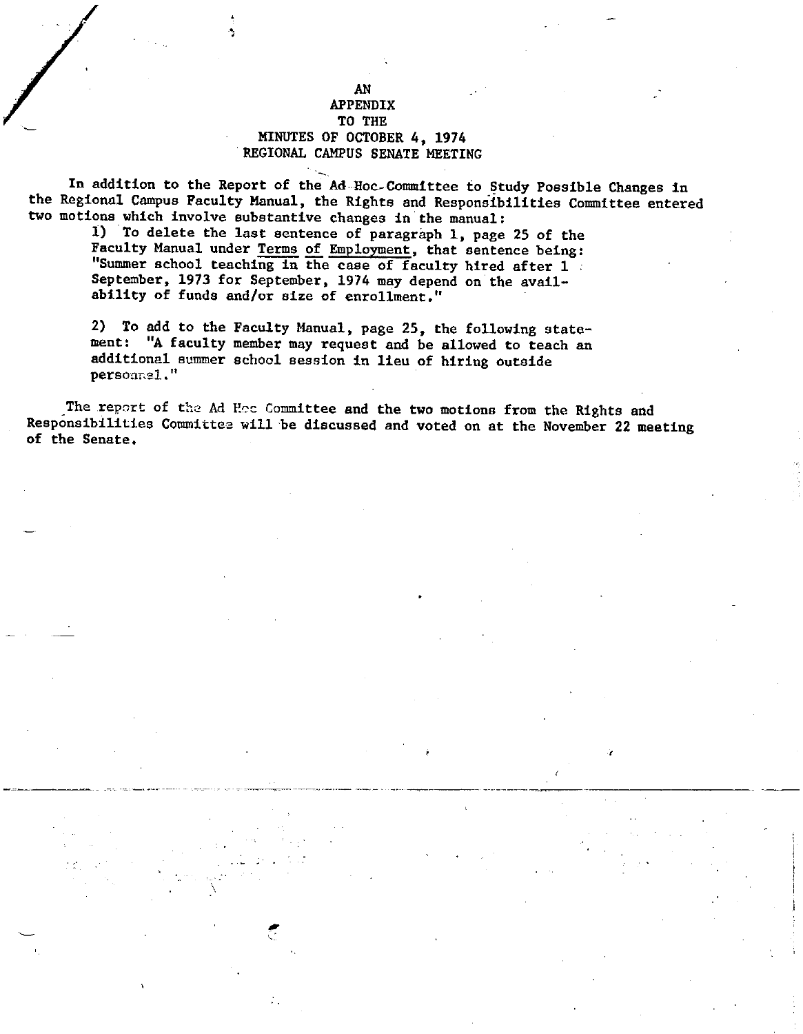# AN APPENDIX TO THE MINUTES OF OCTOBER 4, 1974 REGIONAL CAMPUS SENATE MEETING

In addition to the Report of the Ad-Hoc-Committee to Study Possible Changes in the Regional Campus Faculty Manual, the Rights and Responsibilities Committee entered two motions which involve substantive changes in the manual:

1) To delete the last sentence of paragraph 1, page 25 of the Faculty Manual under Terms of Employment, that sentence being: "Summer school teaching in the case of faculty hired after 1 September, 1973 for September, 1974 may depend on the availability of funds and/or size of enrollment."

2) To add to the Faculty Manual, page 25, the following statement: "A faculty member may request and be allowed to teach an additional summer school session in lieu of hiring outside personnel."

The report of the Ad Hoc Committee and the two motions from the Rights and Responsibilities Committee will be discussed and voted on at the November 22 meeting of the Senate.